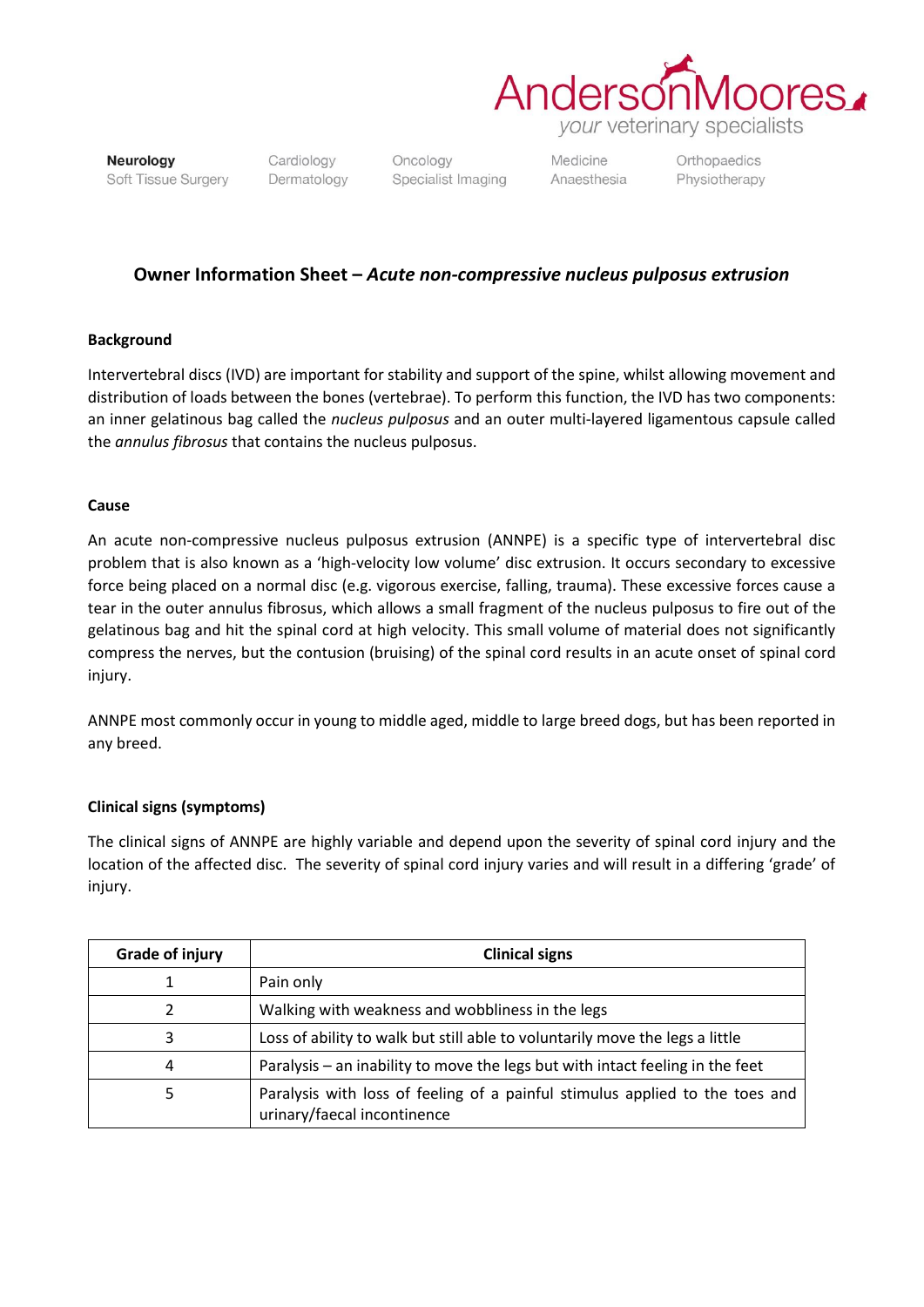AndersonMoores
*your veterinary specialists*

**Neurology** | Soft Tissue Surgery | Cardiology | Dermatology | Oncology | Specialist Imaging | Medicine | Anaesthesia | Orthopaedics | Physiotherapy

## Owner Information Sheet – *Acute non-compressive nucleus pulposus extrusion*

### Background

Intervertebral discs (IVD) are important for stability and support of the spine, whilst allowing movement and distribution of loads between the bones (vertebrae). To perform this function, the IVD has two components: an inner gelatinous bag called the *nucleus pulposus* and an outer multi-layered ligamentous capsule called the *annulus fibrosus* that contains the nucleus pulposus.

### Cause

An acute non-compressive nucleus pulposus extrusion (ANNPE) is a specific type of intervertebral disc problem that is also known as a 'high-velocity low volume' disc extrusion. It occurs secondary to excessive force being placed on a normal disc (e.g. vigorous exercise, falling, trauma). These excessive forces cause a tear in the outer annulus fibrosus, which allows a small fragment of the nucleus pulposus to fire out of the gelatinous bag and hit the spinal cord at high velocity. This small volume of material does not significantly compress the nerves, but the contusion (bruising) of the spinal cord results in an acute onset of spinal cord injury.

ANNPE most commonly occur in young to middle aged, middle to large breed dogs, but has been reported in any breed.

### Clinical signs (symptoms)

The clinical signs of ANNPE are highly variable and depend upon the severity of spinal cord injury and the location of the affected disc. The severity of spinal cord injury varies and will result in a differing 'grade' of injury.

| Grade of injury | Clinical signs |
|---|---|
| 1 | Pain only |
| 2 | Walking with weakness and wobbliness in the legs |
| 3 | Loss of ability to walk but still able to voluntarily move the legs a little |
| 4 | Paralysis – an inability to move the legs but with intact feeling in the feet |
| 5 | Paralysis with loss of feeling of a painful stimulus applied to the toes and urinary/faecal incontinence |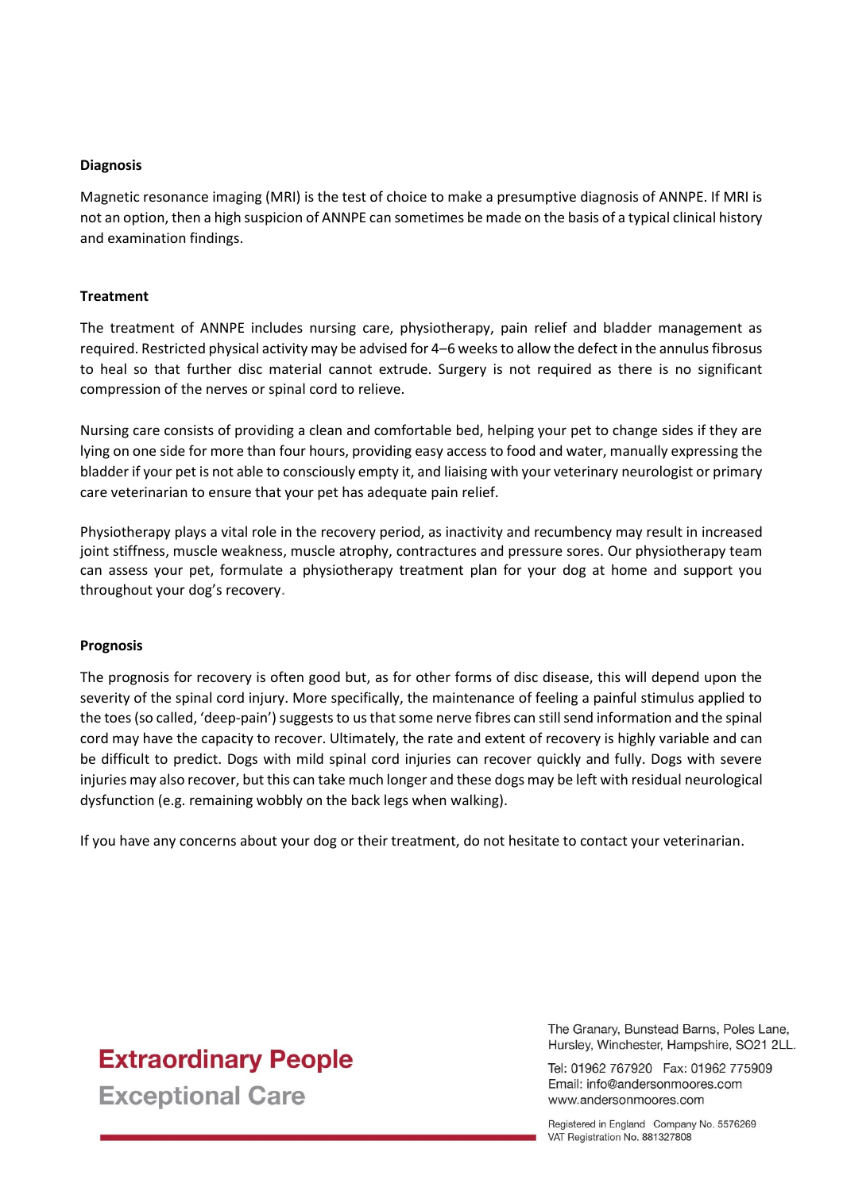### Diagnosis

Magnetic resonance imaging (MRI) is the test of choice to make a presumptive diagnosis of ANNPE. If MRI is not an option, then a high suspicion of ANNPE can sometimes be made on the basis of a typical clinical history and examination findings.

### Treatment

The treatment of ANNPE includes nursing care, physiotherapy, pain relief and bladder management as required. Restricted physical activity may be advised for 4–6 weeks to allow the defect in the annulus fibrosus to heal so that further disc material cannot extrude. Surgery is not required as there is no significant compression of the nerves or spinal cord to relieve.

Nursing care consists of providing a clean and comfortable bed, helping your pet to change sides if they are lying on one side for more than four hours, providing easy access to food and water, manually expressing the bladder if your pet is not able to consciously empty it, and liaising with your veterinary neurologist or primary care veterinarian to ensure that your pet has adequate pain relief.

Physiotherapy plays a vital role in the recovery period, as inactivity and recumbency may result in increased joint stiffness, muscle weakness, muscle atrophy, contractures and pressure sores. Our physiotherapy team can assess your pet, formulate a physiotherapy treatment plan for your dog at home and support you throughout your dog's recovery.

### Prognosis

The prognosis for recovery is often good but, as for other forms of disc disease, this will depend upon the severity of the spinal cord injury. More specifically, the maintenance of feeling a painful stimulus applied to the toes (so called, 'deep-pain') suggests to us that some nerve fibres can still send information and the spinal cord may have the capacity to recover. Ultimately, the rate and extent of recovery is highly variable and can be difficult to predict. Dogs with mild spinal cord injuries can recover quickly and fully. Dogs with severe injuries may also recover, but this can take much longer and these dogs may be left with residual neurological dysfunction (e.g. remaining wobbly on the back legs when walking).

If you have any concerns about your dog or their treatment, do not hesitate to contact your veterinarian.

**Extraordinary People**
**Exceptional Care**

The Granary, Bunstead Barns, Poles Lane, Hursley, Winchester, Hampshire, SO21 2LL.

Tel: 01962 767920 Fax: 01962 775909
Email: info@andersonmoores.com
www.andersonmoores.com

Registered in England Company No. 5576269
VAT Registration No. 881327808